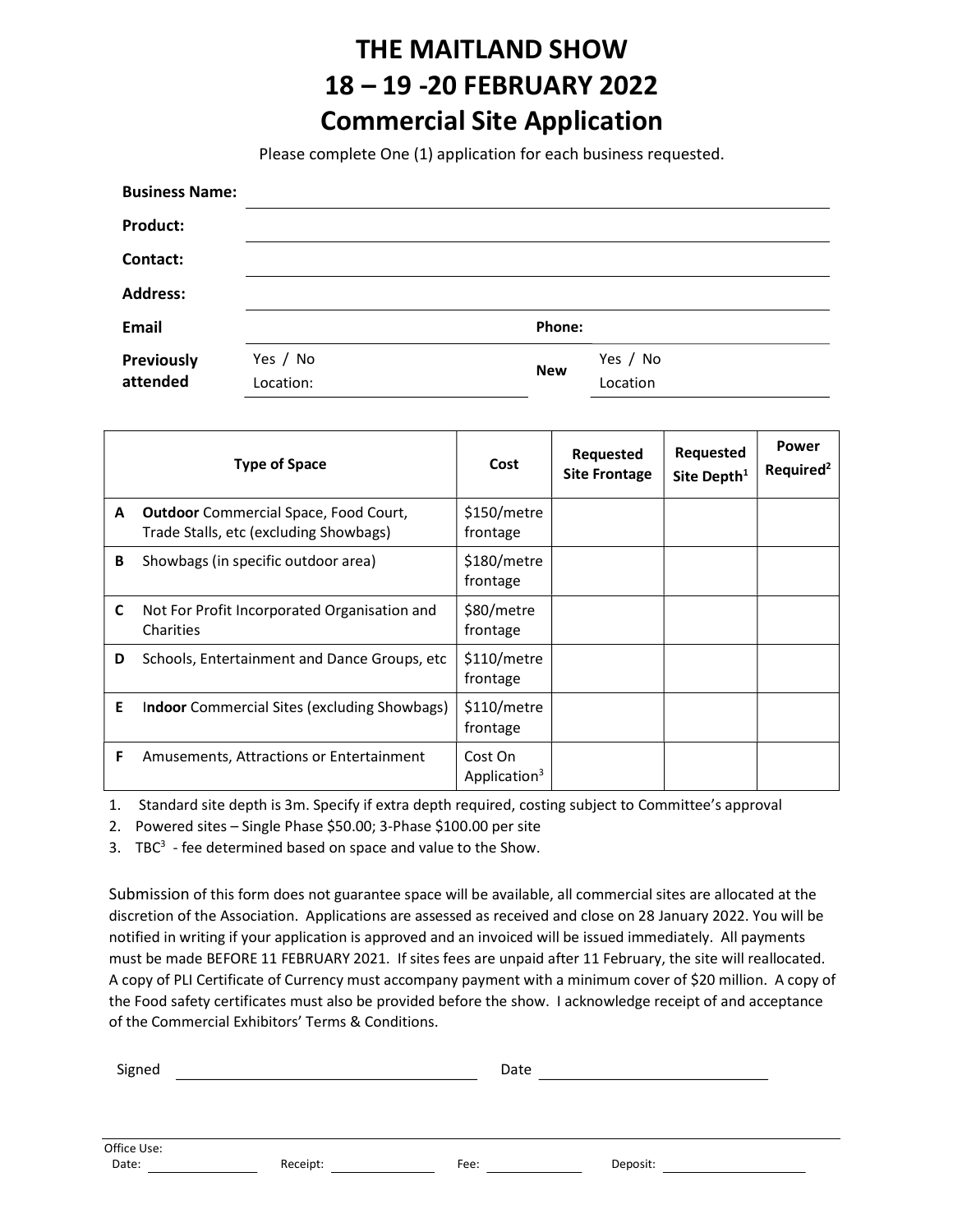# THE MAITLAND SHOW
# 18 – 19 -20 FEBRUARY 2022
# Commercial Site Application

Please complete One (1) application for each business requested.

**Business Name:** ____________________

**Product:** ____________________

**Contact:** ____________________

**Address:** ____________________

**Email** ____________________ **Phone:** ____________________

**Previously attended** Yes / No Location: ____________________ **New** Yes / No Location ____________________

| | Type of Space | Cost | Requested Site Frontage | Requested Site Depth[1] | Power Required[2] |
|---|---|---|---|---|---|
| A | **Outdoor** Commercial Space, Food Court, Trade Stalls, etc (excluding Showbags) | $150/metre frontage | | | |
| B | Showbags (in specific outdoor area) | $180/metre frontage | | | |
| C | Not For Profit Incorporated Organisation and Charities | $80/metre frontage | | | |
| D | Schools, Entertainment and Dance Groups, etc | $110/metre frontage | | | |
| E | I**ndoor** Commercial Sites (excluding Showbags) | $110/metre frontage | | | |
| F | Amusements, Attractions or Entertainment | Cost On Application[3] | | | |

1. Standard site depth is 3m. Specify if extra depth required, costing subject to Committee's approval
2. Powered sites – Single Phase $50.00; 3-Phase $100.00 per site
3. TBC[3] - fee determined based on space and value to the Show.

Submission of this form does not guarantee space will be available, all commercial sites are allocated at the discretion of the Association. Applications are assessed as received and close on 28 January 2022. You will be notified in writing if your application is approved and an invoiced will be issued immediately. All payments must be made BEFORE 11 FEBRUARY 2021. If sites fees are unpaid after 11 February, the site will reallocated. A copy of PLI Certificate of Currency must accompany payment with a minimum cover of $20 million. A copy of the Food safety certificates must also be provided before the show. I acknowledge receipt of and acceptance of the Commercial Exhibitors' Terms & Conditions.

Signed ____________________ Date ____________________

Office Use:
Date: ____________ Receipt: ____________ Fee: ____________ Deposit: ____________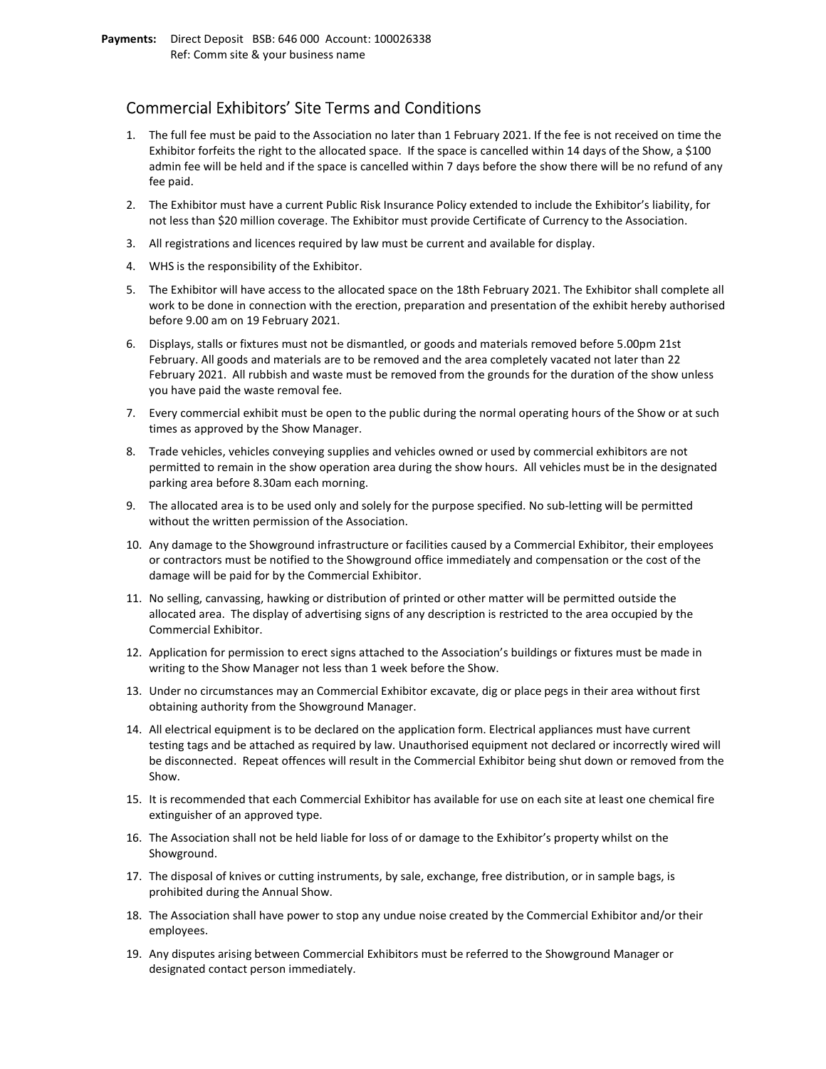**Payments:** Direct Deposit BSB: 646 000 Account: 100026338
Ref: Comm site & your business name

## Commercial Exhibitors' Site Terms and Conditions

1. The full fee must be paid to the Association no later than 1 February 2021. If the fee is not received on time the Exhibitor forfeits the right to the allocated space. If the space is cancelled within 14 days of the Show, a $100 admin fee will be held and if the space is cancelled within 7 days before the show there will be no refund of any fee paid.
2. The Exhibitor must have a current Public Risk Insurance Policy extended to include the Exhibitor's liability, for not less than $20 million coverage. The Exhibitor must provide Certificate of Currency to the Association.
3. All registrations and licences required by law must be current and available for display.
4. WHS is the responsibility of the Exhibitor.
5. The Exhibitor will have access to the allocated space on the 18th February 2021. The Exhibitor shall complete all work to be done in connection with the erection, preparation and presentation of the exhibit hereby authorised before 9.00 am on 19 February 2021.
6. Displays, stalls or fixtures must not be dismantled, or goods and materials removed before 5.00pm 21st February. All goods and materials are to be removed and the area completely vacated not later than 22 February 2021. All rubbish and waste must be removed from the grounds for the duration of the show unless you have paid the waste removal fee.
7. Every commercial exhibit must be open to the public during the normal operating hours of the Show or at such times as approved by the Show Manager.
8. Trade vehicles, vehicles conveying supplies and vehicles owned or used by commercial exhibitors are not permitted to remain in the show operation area during the show hours. All vehicles must be in the designated parking area before 8.30am each morning.
9. The allocated area is to be used only and solely for the purpose specified. No sub-letting will be permitted without the written permission of the Association.
10. Any damage to the Showground infrastructure or facilities caused by a Commercial Exhibitor, their employees or contractors must be notified to the Showground office immediately and compensation or the cost of the damage will be paid for by the Commercial Exhibitor.
11. No selling, canvassing, hawking or distribution of printed or other matter will be permitted outside the allocated area. The display of advertising signs of any description is restricted to the area occupied by the Commercial Exhibitor.
12. Application for permission to erect signs attached to the Association's buildings or fixtures must be made in writing to the Show Manager not less than 1 week before the Show.
13. Under no circumstances may an Commercial Exhibitor excavate, dig or place pegs in their area without first obtaining authority from the Showground Manager.
14. All electrical equipment is to be declared on the application form. Electrical appliances must have current testing tags and be attached as required by law. Unauthorised equipment not declared or incorrectly wired will be disconnected. Repeat offences will result in the Commercial Exhibitor being shut down or removed from the Show.
15. It is recommended that each Commercial Exhibitor has available for use on each site at least one chemical fire extinguisher of an approved type.
16. The Association shall not be held liable for loss of or damage to the Exhibitor's property whilst on the Showground.
17. The disposal of knives or cutting instruments, by sale, exchange, free distribution, or in sample bags, is prohibited during the Annual Show.
18. The Association shall have power to stop any undue noise created by the Commercial Exhibitor and/or their employees.
19. Any disputes arising between Commercial Exhibitors must be referred to the Showground Manager or designated contact person immediately.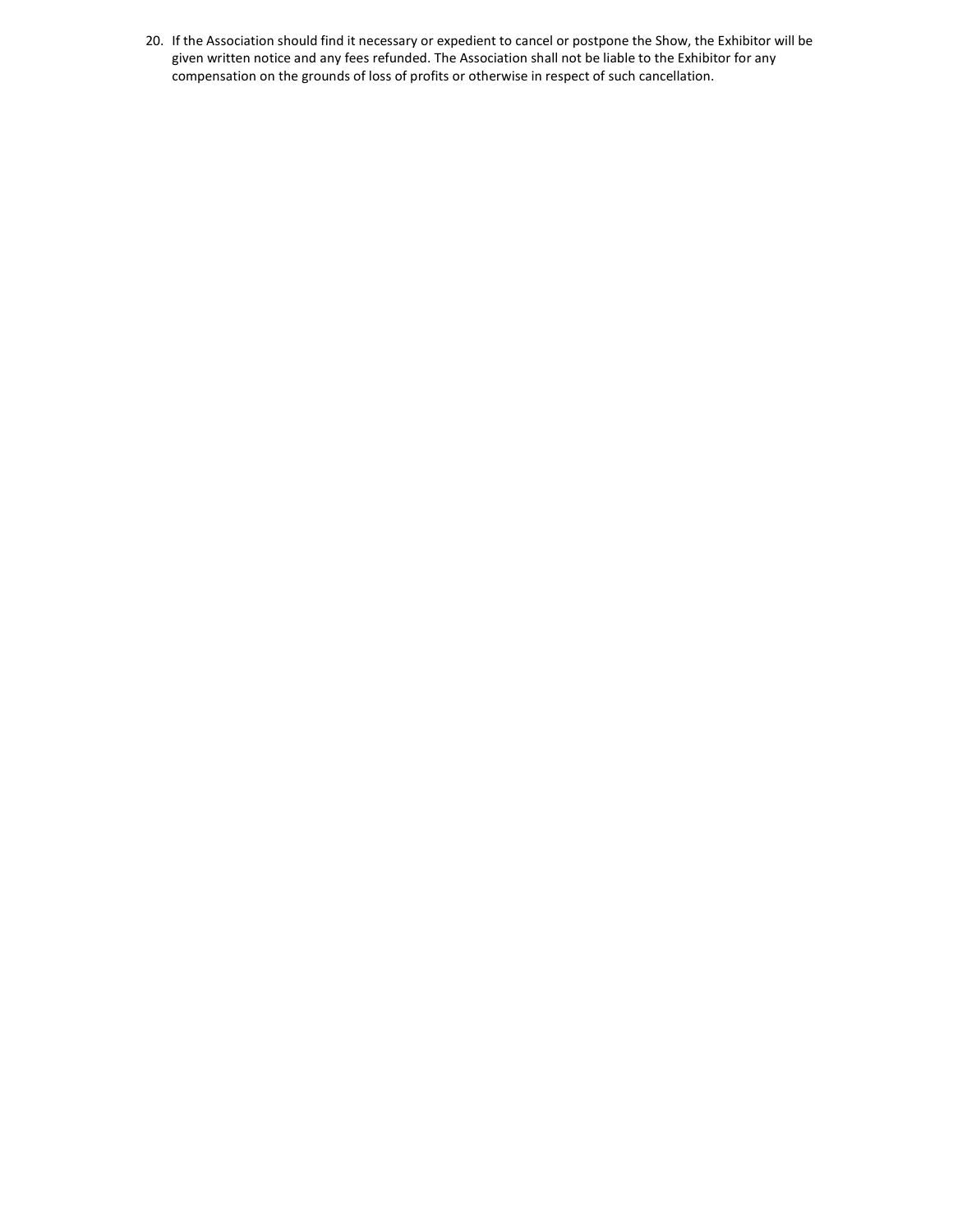20. If the Association should find it necessary or expedient to cancel or postpone the Show, the Exhibitor will be given written notice and any fees refunded. The Association shall not be liable to the Exhibitor for any compensation on the grounds of loss of profits or otherwise in respect of such cancellation.